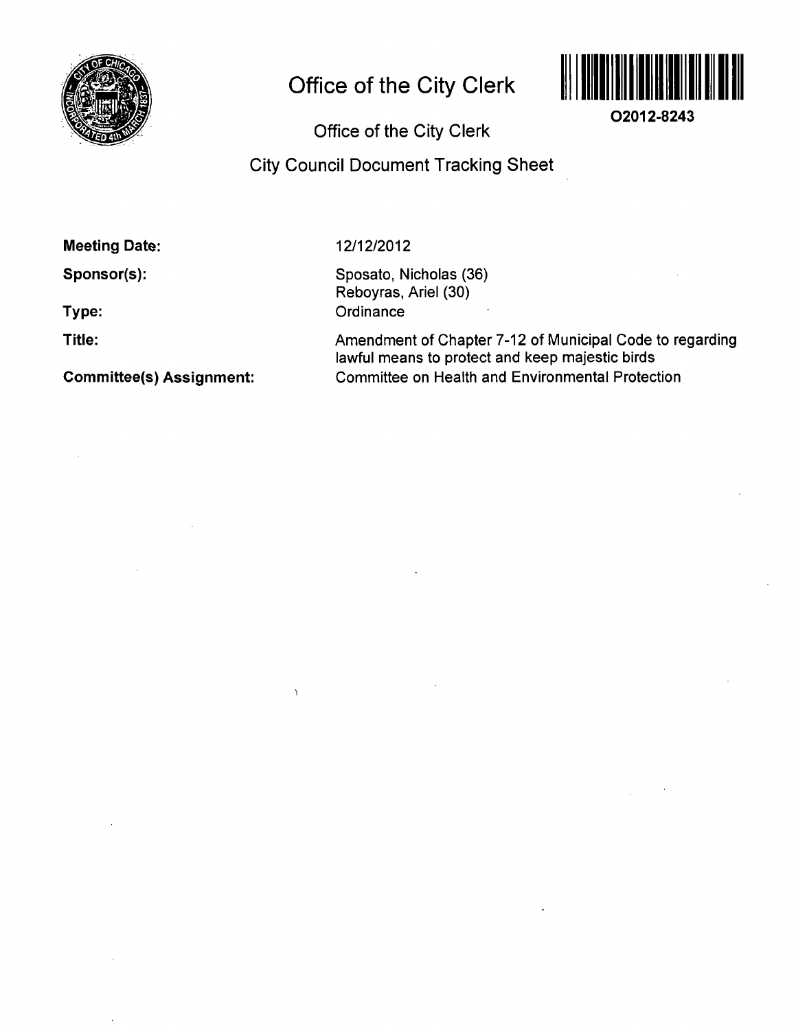# Office of the City Clerk

O2012-8243

## Office of the City Clerk

## City Council Document Tracking Sheet

**Meeting Date:** 12/12/2012

**Sponsor(s):** Sposato, Nicholas (36)
Reboyras, Ariel (30)

**Type:** Ordinance

**Title:** Amendment of Chapter 7-12 of Municipal Code to regarding lawful means to protect and keep majestic birds

**Committee(s) Assignment:** Committee on Health and Environmental Protection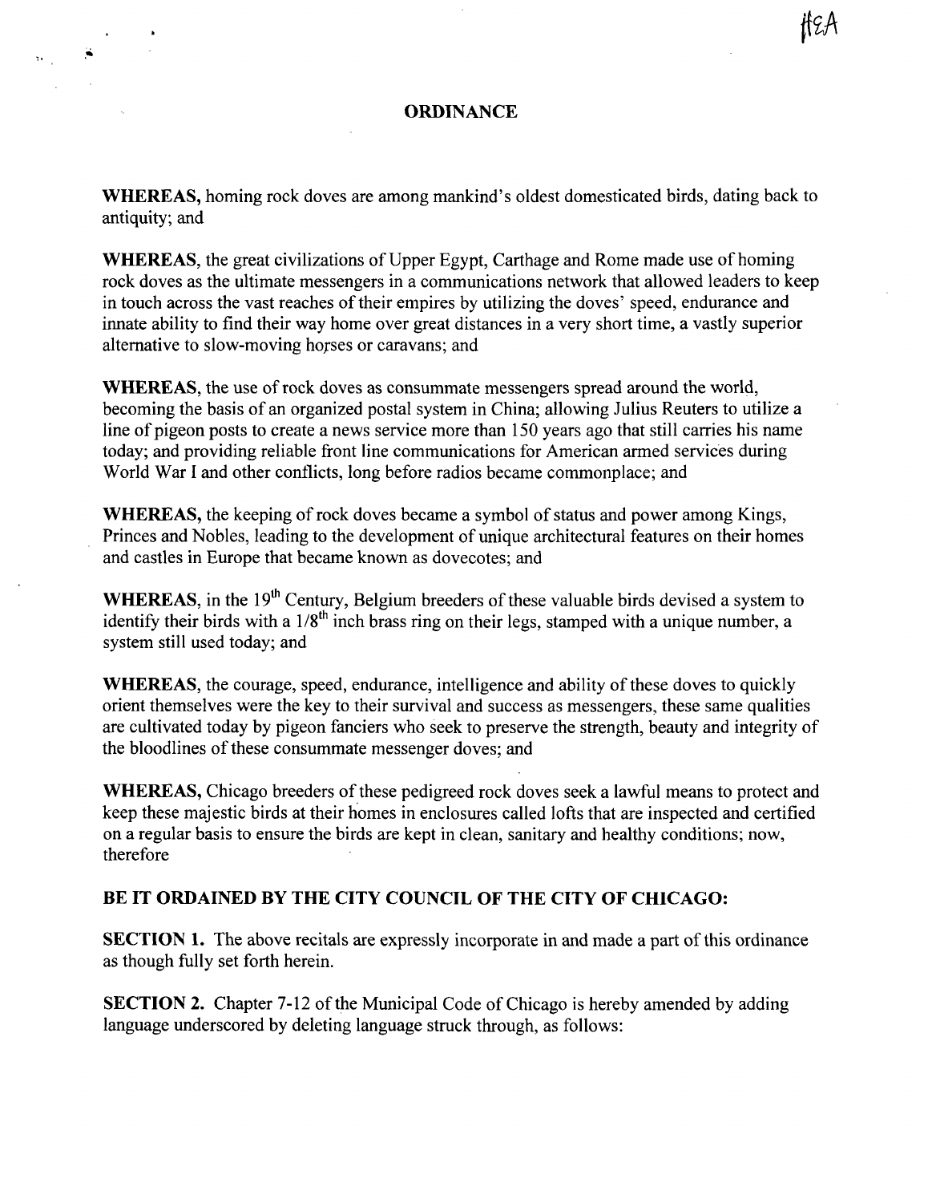# ORDINANCE

**WHEREAS,** homing rock doves are among mankind's oldest domesticated birds, dating back to antiquity; and

**WHEREAS,** the great civilizations of Upper Egypt, Carthage and Rome made use of homing rock doves as the ultimate messengers in a communications network that allowed leaders to keep in touch across the vast reaches of their empires by utilizing the doves' speed, endurance and innate ability to find their way home over great distances in a very short time, a vastly superior alternative to slow-moving horses or caravans; and

**WHEREAS,** the use of rock doves as consummate messengers spread around the world, becoming the basis of an organized postal system in China; allowing Julius Reuters to utilize a line of pigeon posts to create a news service more than 150 years ago that still carries his name today; and providing reliable front line communications for American armed services during World War I and other conflicts, long before radios became commonplace; and

**WHEREAS,** the keeping of rock doves became a symbol of status and power among Kings, Princes and Nobles, leading to the development of unique architectural features on their homes and castles in Europe that became known as dovecotes; and

**WHEREAS,** in the 19th Century, Belgium breeders of these valuable birds devised a system to identify their birds with a 1/8th inch brass ring on their legs, stamped with a unique number, a system still used today; and

**WHEREAS,** the courage, speed, endurance, intelligence and ability of these doves to quickly orient themselves were the key to their survival and success as messengers, these same qualities are cultivated today by pigeon fanciers who seek to preserve the strength, beauty and integrity of the bloodlines of these consummate messenger doves; and

**WHEREAS,** Chicago breeders of these pedigreed rock doves seek a lawful means to protect and keep these majestic birds at their homes in enclosures called lofts that are inspected and certified on a regular basis to ensure the birds are kept in clean, sanitary and healthy conditions; now, therefore

**BE IT ORDAINED BY THE CITY COUNCIL OF THE CITY OF CHICAGO:**

**SECTION 1.** The above recitals are expressly incorporate in and made a part of this ordinance as though fully set forth herein.

**SECTION 2.** Chapter 7-12 of the Municipal Code of Chicago is hereby amended by adding language underscored by deleting language struck through, as follows: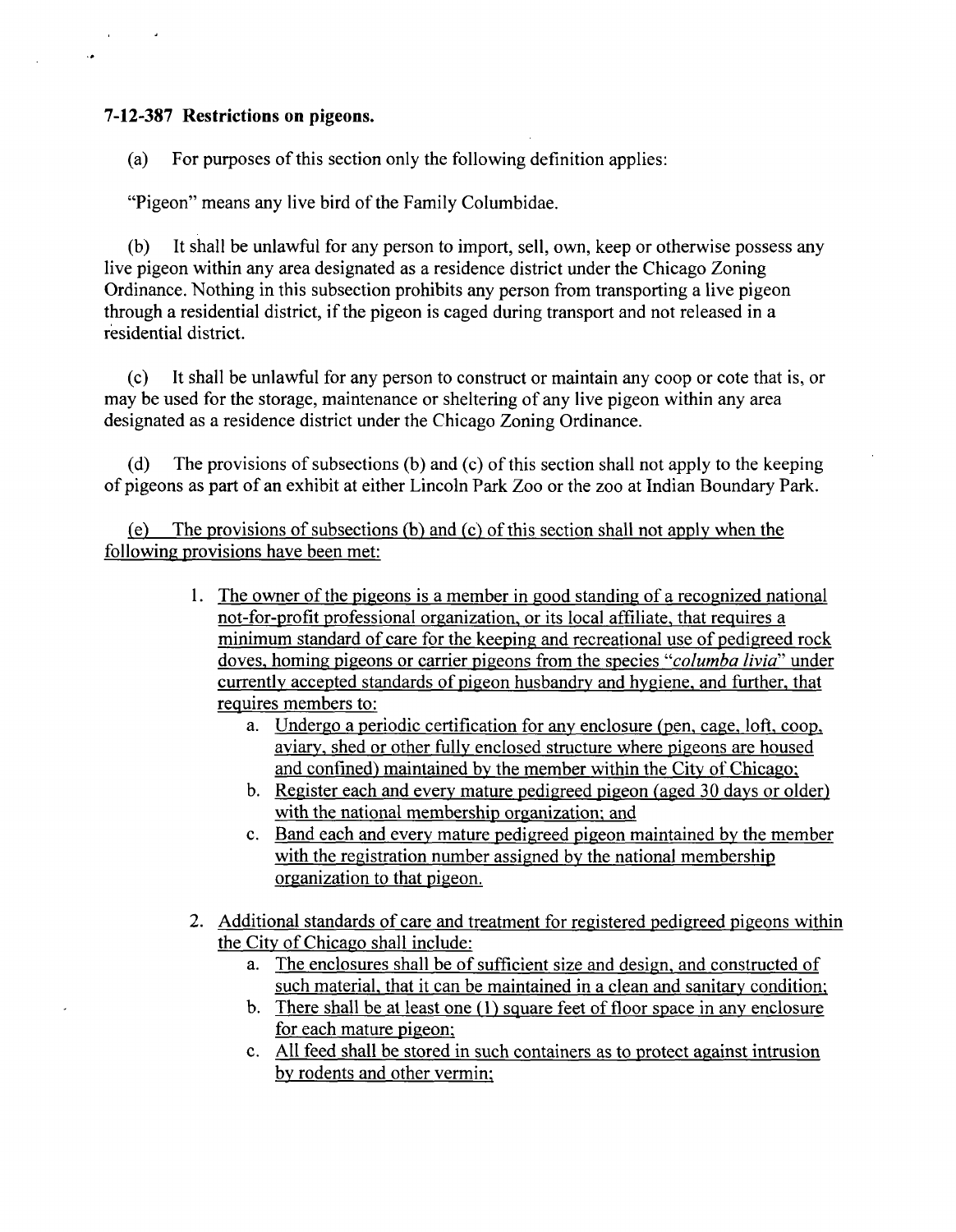**7-12-387 Restrictions on pigeons.**

(a) For purposes of this section only the following definition applies:

"Pigeon" means any live bird of the Family Columbidae.

(b) It shall be unlawful for any person to import, sell, own, keep or otherwise possess any live pigeon within any area designated as a residence district under the Chicago Zoning Ordinance. Nothing in this subsection prohibits any person from transporting a live pigeon through a residential district, if the pigeon is caged during transport and not released in a residential district.

(c) It shall be unlawful for any person to construct or maintain any coop or cote that is, or may be used for the storage, maintenance or sheltering of any live pigeon within any area designated as a residence district under the Chicago Zoning Ordinance.

(d) The provisions of subsections (b) and (c) of this section shall not apply to the keeping of pigeons as part of an exhibit at either Lincoln Park Zoo or the zoo at Indian Boundary Park.

<u>(e) The provisions of subsections (b) and (c) of this section shall not apply when the following provisions have been met:</u>

1. <u>The owner of the pigeons is a member in good standing of a recognized national not-for-profit professional organization, or its local affiliate, that requires a minimum standard of care for the keeping and recreational use of pedigreed rock doves, homing pigeons or carrier pigeons from the species "*columba livia*" under currently accepted standards of pigeon husbandry and hygiene, and further, that requires members to:</u>
   a. <u>Undergo a periodic certification for any enclosure (pen, cage, loft, coop, aviary, shed or other fully enclosed structure where pigeons are housed and confined) maintained by the member within the City of Chicago;</u>
   b. <u>Register each and every mature pedigreed pigeon (aged 30 days or older) with the national membership organization; and</u>
   c. <u>Band each and every mature pedigreed pigeon maintained by the member with the registration number assigned by the national membership organization to that pigeon.</u>

2. <u>Additional standards of care and treatment for registered pedigreed pigeons within the City of Chicago shall include:</u>
   a. <u>The enclosures shall be of sufficient size and design, and constructed of such material, that it can be maintained in a clean and sanitary condition;</u>
   b. <u>There shall be at least one (1) square feet of floor space in any enclosure for each mature pigeon;</u>
   c. <u>All feed shall be stored in such containers as to protect against intrusion by rodents and other vermin;</u>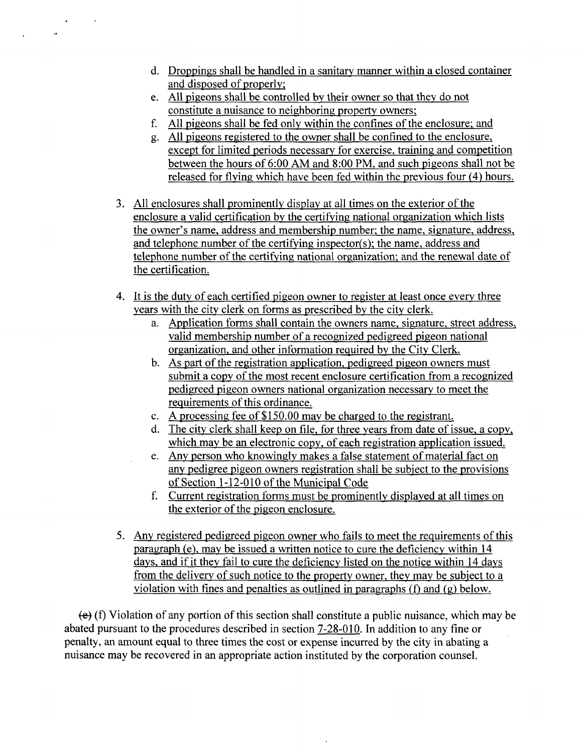d. Droppings shall be handled in a sanitary manner within a closed container and disposed of properly;
e. All pigeons shall be controlled by their owner so that they do not constitute a nuisance to neighboring property owners;
f. All pigeons shall be fed only within the confines of the enclosure; and
g. All pigeons registered to the owner shall be confined to the enclosure, except for limited periods necessary for exercise, training and competition between the hours of 6:00 AM and 8:00 PM, and such pigeons shall not be released for flying which have been fed within the previous four (4) hours.

3. All enclosures shall prominently display at all times on the exterior of the enclosure a valid certification by the certifying national organization which lists the owner's name, address and membership number; the name, signature, address, and telephone number of the certifying inspector(s); the name, address and telephone number of the certifying national organization; and the renewal date of the certification.

4. It is the duty of each certified pigeon owner to register at least once every three years with the city clerk on forms as prescribed by the city clerk.
   a. Application forms shall contain the owners name, signature, street address, valid membership number of a recognized pedigreed pigeon national organization, and other information required by the City Clerk.
   b. As part of the registration application, pedigreed pigeon owners must submit a copy of the most recent enclosure certification from a recognized pedigreed pigeon owners national organization necessary to meet the requirements of this ordinance.
   c. A processing fee of $150.00 may be charged to the registrant.
   d. The city clerk shall keep on file, for three years from date of issue, a copy, which may be an electronic copy, of each registration application issued.
   e. Any person who knowingly makes a false statement of material fact on any pedigree pigeon owners registration shall be subject to the provisions of Section 1-12-010 of the Municipal Code
   f. Current registration forms must be prominently displayed at all times on the exterior of the pigeon enclosure.

5. Any registered pedigreed pigeon owner who fails to meet the requirements of this paragraph (e), may be issued a written notice to cure the deficiency within 14 days, and if it they fail to cure the deficiency listed on the notice within 14 days from the delivery of such notice to the property owner, they may be subject to a violation with fines and penalties as outlined in paragraphs (f) and (g) below.

~~(e)~~ (f) Violation of any portion of this section shall constitute a public nuisance, which may be abated pursuant to the procedures described in section 7-28-010. In addition to any fine or penalty, an amount equal to three times the cost or expense incurred by the city in abating a nuisance may be recovered in an appropriate action instituted by the corporation counsel.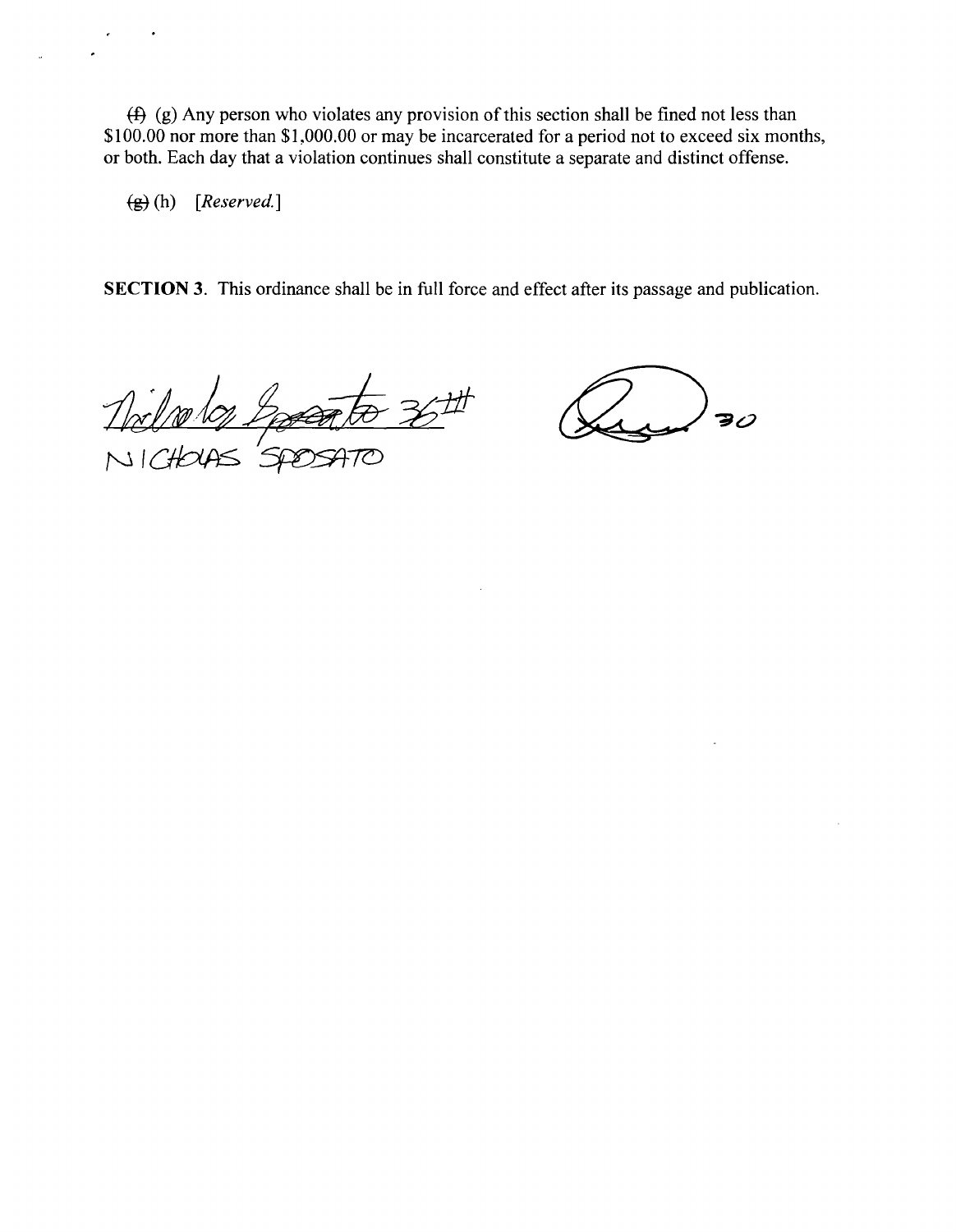~~(f)~~ (g) Any person who violates any provision of this section shall be fined not less than $100.00 nor more than $1,000.00 or may be incarcerated for a period not to exceed six months, or both. Each day that a violation continues shall constitute a separate and distinct offense.

~~(g)~~ (h) *[Reserved.]*

**SECTION 3**. This ordinance shall be in full force and effect after its passage and publication.

Nicholas Sposato 36th
NICHOLAS SPOSATO

30